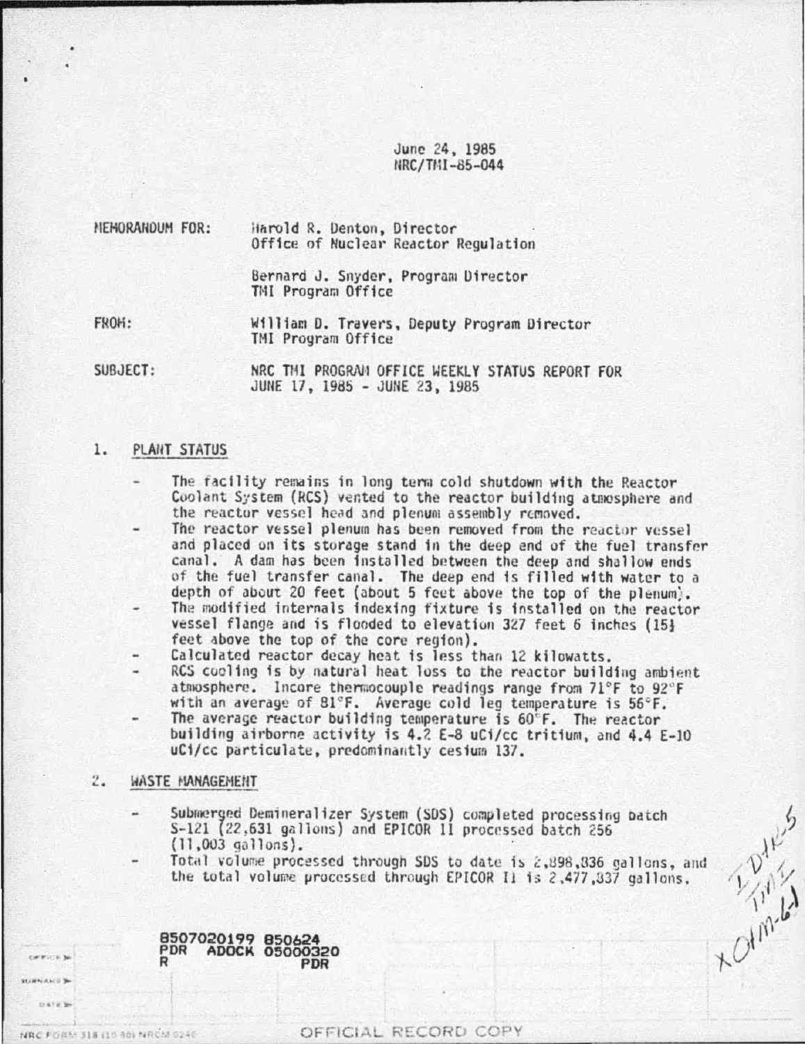June 24, 1985
NRC/TMI-85-044

MEMORANDUM FOR: Harold R. Denton, Director
Office of Nuclear Reactor Regulation

Bernard J. Snyder, Program Director
TMI Program Office

FROM: William D. Travers, Deputy Program Director
TMI Program Office

SUBJECT: NRC TMI PROGRAM OFFICE WEEKLY STATUS REPORT FOR
JUNE 17, 1985 - JUNE 23, 1985

## 1. PLANT STATUS

- The facility remains in long term cold shutdown with the Reactor Coolant System (RCS) vented to the reactor building atmosphere and the reactor vessel head and plenum assembly removed.
- The reactor vessel plenum has been removed from the reactor vessel and placed on its storage stand in the deep end of the fuel transfer canal. A dam has been installed between the deep and shallow ends of the fuel transfer canal. The deep end is filled with water to a depth of about 20 feet (about 5 feet above the top of the plenum).
- The modified internals indexing fixture is installed on the reactor vessel flange and is flooded to elevation 327 feet 6 inches (15½ feet above the top of the core region).
- Calculated reactor decay heat is less than 12 kilowatts.
- RCS cooling is by natural heat loss to the reactor building ambient atmosphere. Incore thermocouple readings range from 71°F to 92°F with an average of 81°F. Average cold leg temperature is 56°F.
- The average reactor building temperature is 60°F. The reactor building airborne activity is 4.2 E-8 uCi/cc tritium, and 4.4 E-10 uCi/cc particulate, predominantly cesium 137.

## 2. WASTE MANAGEMENT

- Submerged Demineralizer System (SDS) completed processing batch S-121 (22,631 gallons) and EPICOR II processed batch 256 (11,003 gallons).
- Total volume processed through SDS to date is 2,898,836 gallons, and the total volume processed through EPICOR II is 2,477,337 gallons.

8507020199 850624
PDR ADOCK 05000320
R PDR

OFFICIAL RECORD COPY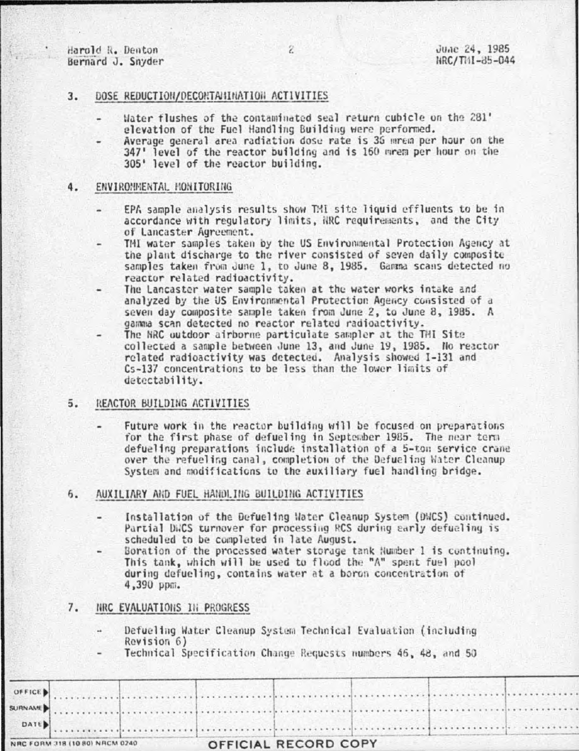## 3. DOSE REDUCTION/DECONTAMINATION ACTIVITIES

- Water flushes of the contaminated seal return cubicle on the 281' elevation of the Fuel Handling Building were performed.
- Average general area radiation dose rate is 36 mrem per hour on the 347' level of the reactor building and is 160 mrem per hour on the 305' level of the reactor building.

## 4. ENVIRONMENTAL MONITORING

- EPA sample analysis results show TMI site liquid effluents to be in accordance with regulatory limits, NRC requirements, and the City of Lancaster Agreement.
- TMI water samples taken by the US Environmental Protection Agency at the plant discharge to the river consisted of seven daily composite samples taken from June 1, to June 8, 1985. Gamma scans detected no reactor related radioactivity.
- The Lancaster water sample taken at the water works intake and analyzed by the US Environmental Protection Agency consisted of a seven day composite sample taken from June 2, to June 8, 1985. A gamma scan detected no reactor related radioactivity.
- The NRC outdoor airborne particulate sampler at the TMI Site collected a sample between June 13, and June 19, 1985. No reactor related radioactivity was detected. Analysis showed I-131 and Cs-137 concentrations to be less than the lower limits of detectability.

## 5. REACTOR BUILDING ACTIVITIES

- Future work in the reactor building will be focused on preparations for the first phase of defueling in September 1985. The near term defueling preparations include installation of a 5-ton service crane over the refueling canal, completion of the Defueling Water Cleanup System and modifications to the auxiliary fuel handling bridge.

## 6. AUXILIARY AND FUEL HANDLING BUILDING ACTIVITIES

- Installation of the Defueling Water Cleanup System (DWCS) continued. Partial DWCS turnover for processing RCS during early defueling is scheduled to be completed in late August.
- Boration of the processed water storage tank Number 1 is continuing. This tank, which will be used to flood the "A" spent fuel pool during defueling, contains water at a boron concentration of 4,390 ppm.

## 7. NRC EVALUATIONS IN PROGRESS

- Defueling Water Cleanup System Technical Evaluation (including Revision 6)
- Technical Specification Change Requests numbers 46, 48, and 50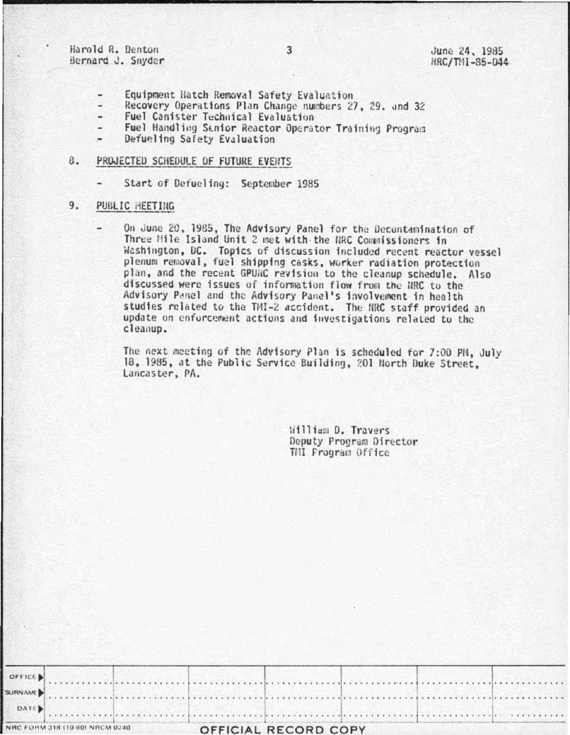- Equipment Hatch Removal Safety Evaluation
- Recovery Operations Plan Change numbers 27, 29, and 32
- Fuel Canister Technical Evaluation
- Fuel Handling Senior Reactor Operator Training Program
- Defueling Safety Evaluation

8. PROJECTED SCHEDULE OF FUTURE EVENTS

- Start of Defueling: September 1985

9. PUBLIC MEETING

- On June 20, 1985, The Advisory Panel for the Decontamination of Three Mile Island Unit 2 met with the NRC Commissioners in Washington, DC. Topics of discussion included recent reactor vessel plenum removal, fuel shipping casks, worker radiation protection plan, and the recent GPUNC revision to the cleanup schedule. Also discussed were issues of information flow from the NRC to the Advisory Panel and the Advisory Panel's involvement in health studies related to the TMI-2 accident. The NRC staff provided an update on enforcement actions and investigations related to the cleanup.

The next meeting of the Advisory Plan is scheduled for 7:00 PM, July 18, 1985, at the Public Service Building, 201 North Duke Street, Lancaster, PA.

William D. Travers
Deputy Program Director
TMI Program Office

| OFFICE ▶ | | | | | | | |
|---|---|---|---|---|---|---|---|
| SURNAME ▶ | | | | | | | |
| DATE ▶ | | | | | | | |

NRC FORM 318 (10 80) NRCM 0240

OFFICIAL RECORD COPY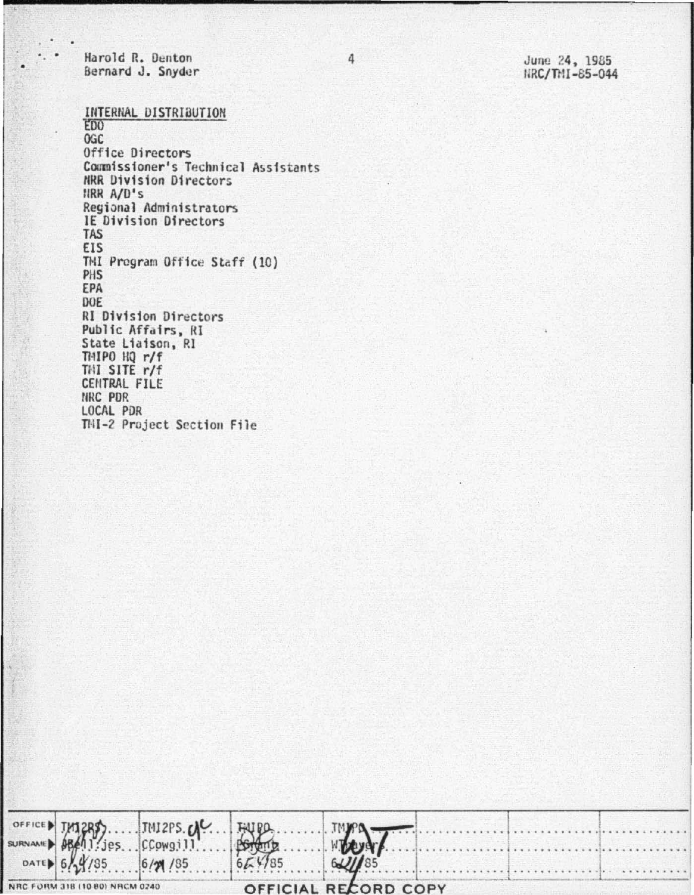Harold R. Denton
Bernard J. Snyder

June 24, 1985
NRC/TMI-85-044

INTERNAL DISTRIBUTION
EDO
OGC
Office Directors
Commissioner's Technical Assistants
NRR Division Directors
NRR A/D's
Regional Administrators
IE Division Directors
TAS
EIS
TMI Program Office Staff (10)
PHS
EPA
DOE
RI Division Directors
Public Affairs, RI
State Liaison, RI
TMIPO HQ r/f
TMI SITE r/f
CENTRAL FILE
NRC PDR
LOCAL PDR
TMI-2 Project Section File

| OFFICE | TMI2PS | TMI2PS | TMIPO | TMIPO | | | |
|---|---|---|---|---|---|---|---|
| SURNAME | PBehl:jes | CCowgill | PGrant | WTravers | | | |
| DATE | 6/21/85 | 6/21/85 | 6/21/85 | 6/21/85 | | | |

NRC FORM 318 (10 80) NRCM 0240

OFFICIAL RECORD COPY